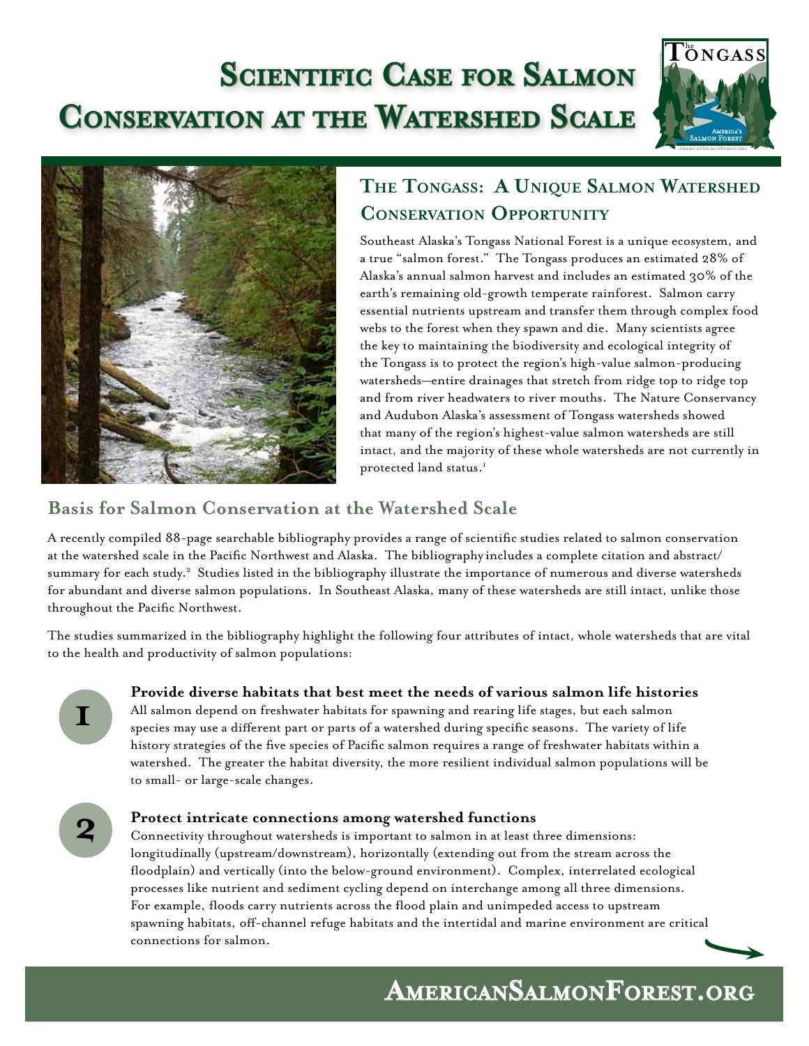# Scientific Case for Salmon Conservation at the Watershed Scale

## The Tongass: A Unique Salmon Watershed Conservation Opportunity

Southeast Alaska's Tongass National Forest is a unique ecosystem, and a true "salmon forest." The Tongass produces an estimated 28% of Alaska's annual salmon harvest and includes an estimated 30% of the earth's remaining old-growth temperate rainforest. Salmon carry essential nutrients upstream and transfer them through complex food webs to the forest when they spawn and die. Many scientists agree the key to maintaining the biodiversity and ecological integrity of the Tongass is to protect the region's high-value salmon-producing watersheds—entire drainages that stretch from ridge top to ridge top and from river headwaters to river mouths. The Nature Conservancy and Audubon Alaska's assessment of Tongass watersheds showed that many of the region's highest-value salmon watersheds are still intact, and the majority of these whole watersheds are not currently in protected land status.[1]

## Basis for Salmon Conservation at the Watershed Scale

A recently compiled 88-page searchable bibliography provides a range of scientific studies related to salmon conservation at the watershed scale in the Pacific Northwest and Alaska. The bibliography includes a complete citation and abstract/summary for each study.[2] Studies listed in the bibliography illustrate the importance of numerous and diverse watersheds for abundant and diverse salmon populations. In Southeast Alaska, many of these watersheds are still intact, unlike those throughout the Pacific Northwest.

The studies summarized in the bibliography highlight the following four attributes of intact, whole watersheds that are vital to the health and productivity of salmon populations:

**1. Provide diverse habitats that best meet the needs of various salmon life histories**

All salmon depend on freshwater habitats for spawning and rearing life stages, but each salmon species may use a different part or parts of a watershed during specific seasons. The variety of life history strategies of the five species of Pacific salmon requires a range of freshwater habitats within a watershed. The greater the habitat diversity, the more resilient individual salmon populations will be to small- or large-scale changes.

**2. Protect intricate connections among watershed functions**

Connectivity throughout watersheds is important to salmon in at least three dimensions: longitudinally (upstream/downstream), horizontally (extending out from the stream across the floodplain) and vertically (into the below-ground environment). Complex, interrelated ecological processes like nutrient and sediment cycling depend on interchange among all three dimensions. For example, floods carry nutrients across the flood plain and unimpeded access to upstream spawning habitats, off-channel refuge habitats and the intertidal and marine environment are critical connections for salmon.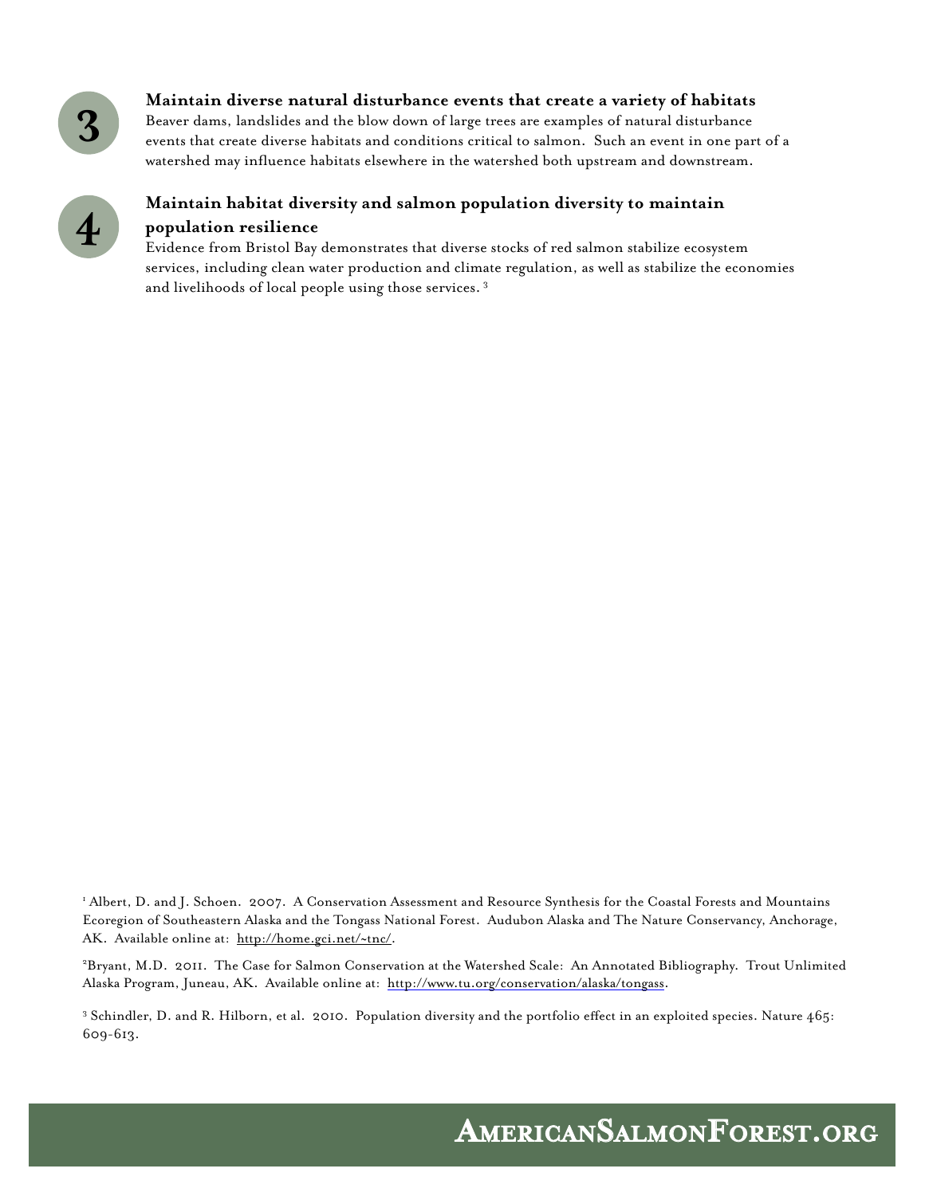### 3. Maintain diverse natural disturbance events that create a variety of habitats

Beaver dams, landslides and the blow down of large trees are examples of natural disturbance events that create diverse habitats and conditions critical to salmon. Such an event in one part of a watershed may influence habitats elsewhere in the watershed both upstream and downstream.

### 4. Maintain habitat diversity and salmon population diversity to maintain population resilience

Evidence from Bristol Bay demonstrates that diverse stocks of red salmon stabilize ecosystem services, including clean water production and climate regulation, as well as stabilize the economies and livelihoods of local people using those services. [3]

[1] Albert, D. and J. Schoen. 2007. A Conservation Assessment and Resource Synthesis for the Coastal Forests and Mountains Ecoregion of Southeastern Alaska and the Tongass National Forest. Audubon Alaska and The Nature Conservancy, Anchorage, AK. Available online at: http://home.gci.net/~tnc/.

[2] Bryant, M.D. 2011. The Case for Salmon Conservation at the Watershed Scale: An Annotated Bibliography. Trout Unlimited Alaska Program, Juneau, AK. Available online at: http://www.tu.org/conservation/alaska/tongass.

[3] Schindler, D. and R. Hilborn, et al. 2010. Population diversity and the portfolio effect in an exploited species. Nature 465: 609-613.

AmericanSalmonForest.org